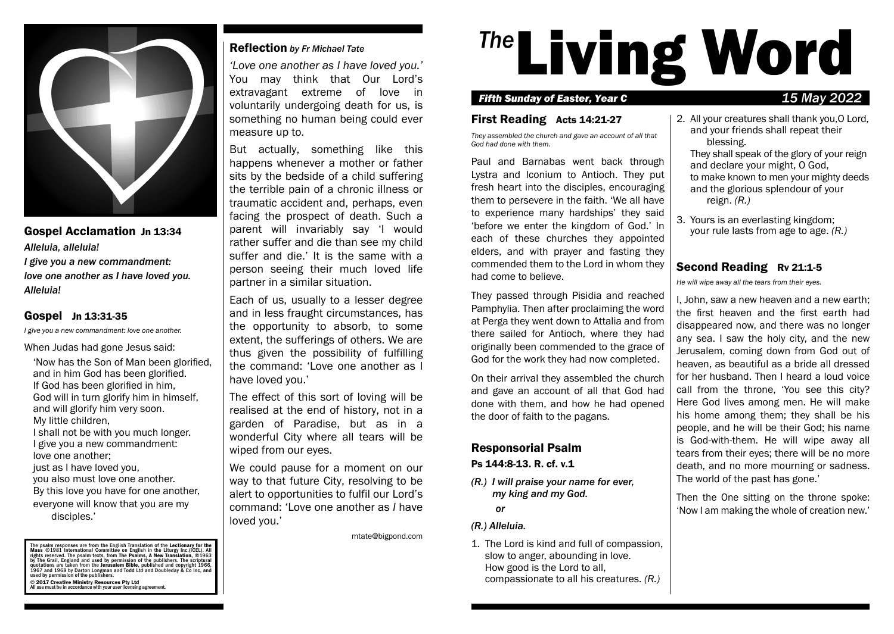# The Living Word

*Fifth Sunday of Easter, Year C* — *15 May 2022*

## First Reading Acts 14:21-27

*They assembled the church and gave an account of all that God had done with them.*

Paul and Barnabas went back through Lystra and Iconium to Antioch. They put fresh heart into the disciples, encouraging them to persevere in the faith. 'We all have to experience many hardships' they said 'before we enter the kingdom of God.' In each of these churches they appointed elders, and with prayer and fasting they commended them to the Lord in whom they had come to believe.

They passed through Pisidia and reached Pamphylia. Then after proclaiming the word at Perga they went down to Attalia and from there sailed for Antioch, where they had originally been commended to the grace of God for the work they had now completed.

On their arrival they assembled the church and gave an account of all that God had done with them, and how he had opened the door of faith to the pagans.

## Responsorial Psalm

**Ps 144:8-13. R. cf. v.1**

*(R.) I will praise your name for ever, my king and my God.*

*or*

*(R.) Alleluia.*

1. The Lord is kind and full of compassion,
   slow to anger, abounding in love.
   How good is the Lord to all,
   compassionate to all his creatures. *(R.)*
2. All your creatures shall thank you,O Lord,
   and your friends shall repeat their blessing.
   They shall speak of the glory of your reign
   and declare your might, O God,
   to make known to men your mighty deeds
   and the glorious splendour of your reign. *(R.)*
3. Yours is an everlasting kingdom;
   your rule lasts from age to age. *(R.)*

## Second Reading Rv 21:1-5

*He will wipe away all the tears from their eyes.*

I, John, saw a new heaven and a new earth; the first heaven and the first earth had disappeared now, and there was no longer any sea. I saw the holy city, and the new Jerusalem, coming down from God out of heaven, as beautiful as a bride all dressed for her husband. Then I heard a loud voice call from the throne, 'You see this city? Here God lives among men. He will make his home among them; they shall be his people, and he will be their God; his name is God-with-them. He will wipe away all tears from their eyes; there will be no more death, and no more mourning or sadness. The world of the past has gone.'

Then the One sitting on the throne spoke: 'Now I am making the whole of creation new.'

## Gospel Acclamation Jn 13:34

*Alleluia, alleluia!*
*I give you a new commandment:*
*love one another as I have loved you.*
*Alleluia!*

## Gospel Jn 13:31-35

*I give you a new commandment: love one another.*

When Judas had gone Jesus said:

'Now has the Son of Man been glorified,
and in him God has been glorified.
If God has been glorified in him,
God will in turn glorify him in himself,
and will glorify him very soon.
My little children,
I shall not be with you much longer.
I give you a new commandment:
love one another;
just as I have loved you,
you also must love one another.
By this love you have for one another,
everyone will know that you are my disciples.'

## Reflection *by Fr Michael Tate*

*'Love one another as I have loved you.'* You may think that Our Lord's extravagant extreme of love in voluntarily undergoing death for us, is something no human being could ever measure up to.

But actually, something like this happens whenever a mother or father sits by the bedside of a child suffering the terrible pain of a chronic illness or traumatic accident and, perhaps, even facing the prospect of death. Such a parent will invariably say 'I would rather suffer and die than see my child suffer and die.' It is the same with a person seeing their much loved life partner in a similar situation.

Each of us, usually to a lesser degree and in less fraught circumstances, has the opportunity to absorb, to some extent, the sufferings of others. We are thus given the possibility of fulfilling the command: 'Love one another as I have loved you.'

The effect of this sort of loving will be realised at the end of history, not in a garden of Paradise, but as in a wonderful City where all tears will be wiped from our eyes.

We could pause for a moment on our way to that future City, resolving to be alert to opportunities to fulfil our Lord's command: 'Love one another as *I* have loved you.'

mtate@bigpond.com

The psalm responses are from the English Translation of the **Lectionary for the Mass** ©1981 International Committee on English in the Liturgy Inc.(ICEL). All rights reserved. The psalm texts, from **The Psalms, A New Translation**, ©1963 by The Grail, England and used by permission of the publishers. The scriptural quotations are taken from the **Jerusalem Bible**, published and copyright 1966, 1967 and 1968 by Darton Longman and Todd Ltd and Doubleday & Co Inc, and used by permission of the publishers.

**© 2017 Creative Ministry Resources Pty Ltd**
All use must be in accordance with your user licensing agreement.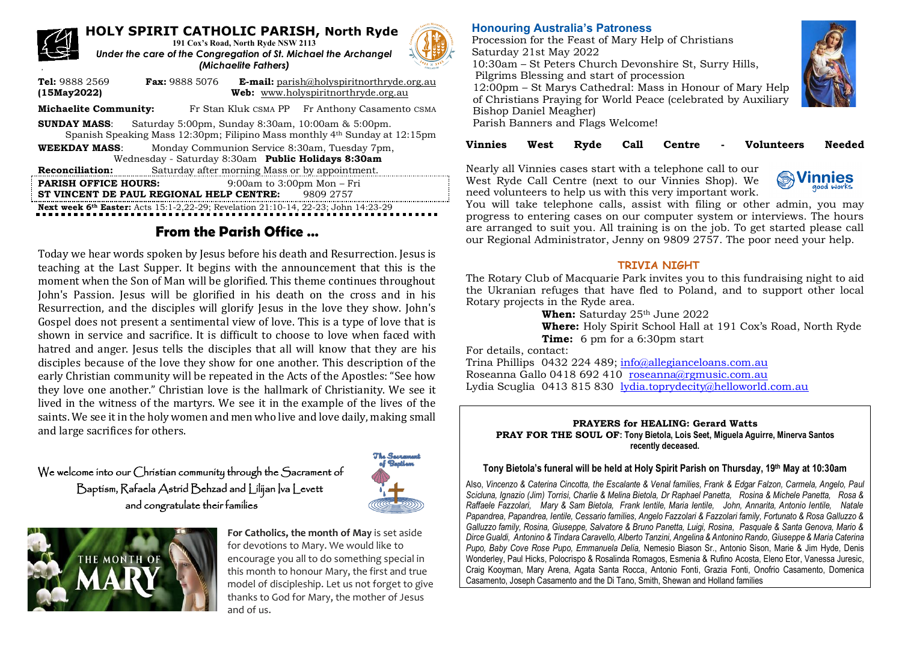# HOLY SPIRIT CATHOLIC PARISH, North Ryde

**191 Cox's Road, North Ryde NSW 2113**

***Under the care of the Congregation of St. Michael the Archangel (Michaelite Fathers)***

**Tel:** 9888 2569 **Fax:** 9888 5076 **E-mail:** parish@holyspiritnorthryde.org.au
**(15May2022)** **Web:** www.holyspiritnorthryde.org.au

**Michaelite Community:** Fr Stan Kluk CSMA PP Fr Anthony Casamento CSMA

**SUNDAY MASS**: Saturday 5:00pm, Sunday 8:30am, 10:00am & 5:00pm. Spanish Speaking Mass 12:30pm; Filipino Mass monthly 4th Sunday at 12:15pm

**WEEKDAY MASS**: Monday Communion Service 8:30am, Tuesday 7pm, Wednesday - Saturday 8:30am **Public Holidays 8:30am**

**Reconciliation:** Saturday after morning Mass or by appointment.

**PARISH OFFICE HOURS:** 9:00am to 3:00pm Mon – Fri

**ST VINCENT DE PAUL REGIONAL HELP CENTRE:** 9809 2757

**Next week 6th Easter:** Acts 15:1-2,22-29; Revelation 21:10-14, 22-23; John 14:23-29

## From the Parish Office …

Today we hear words spoken by Jesus before his death and Resurrection. Jesus is teaching at the Last Supper. It begins with the announcement that this is the moment when the Son of Man will be glorified. This theme continues throughout John's Passion. Jesus will be glorified in his death on the cross and in his Resurrection, and the disciples will glorify Jesus in the love they show. John's Gospel does not present a sentimental view of love. This is a type of love that is shown in service and sacrifice. It is difficult to choose to love when faced with hatred and anger. Jesus tells the disciples that all will know that they are his disciples because of the love they show for one another. This description of the early Christian community will be repeated in the Acts of the Apostles: "See how they love one another." Christian love is the hallmark of Christianity. We see it lived in the witness of the martyrs. We see it in the example of the lives of the saints. We see it in the holy women and men who live and love daily, making small and large sacrifices for others.

We welcome into our Christian community through the Sacrament of Baptism, Rafaela Astrid Behzad and Lilijan Iva Levett and congratulate their families

**For Catholics, the month of May** is set aside for devotions to Mary. We would like to encourage you all to do something special in this month to honour Mary, the first and true model of discipleship. Let us not forget to give thanks to God for Mary, the mother of Jesus and of us.

## Honouring Australia's Patroness

Procession for the Feast of Mary Help of Christians
Saturday 21st May 2022
10:30am – St Peters Church Devonshire St, Surry Hills, Pilgrims Blessing and start of procession
12:00pm – St Marys Cathedral: Mass in Honour of Mary Help of Christians Praying for World Peace (celebrated by Auxiliary Bishop Daniel Meagher)
Parish Banners and Flags Welcome!

## Vinnies West Ryde Call Centre - Volunteers Needed

Nearly all Vinnies cases start with a telephone call to our West Ryde Call Centre (next to our Vinnies Shop). We need volunteers to help us with this very important work. You will take telephone calls, assist with filing or other admin, you may progress to entering cases on our computer system or interviews. The hours are arranged to suit you. All training is on the job. To get started please call our Regional Administrator, Jenny on 9809 2757. The poor need your help.

## TRIVIA NIGHT

The Rotary Club of Macquarie Park invites you to this fundraising night to aid the Ukranian refuges that have fled to Poland, and to support other local Rotary projects in the Ryde area.

**When:** Saturday 25th June 2022
**Where:** Holy Spirit School Hall at 191 Cox's Road, North Ryde
**Time:** 6 pm for a 6:30pm start

For details, contact:
Trina Phillips 0432 224 489; info@allegianceloans.com.au
Roseanna Gallo 0418 692 410 roseanna@rgmusic.com.au
Lydia Scuglia 0413 815 830 lydia.toprydecity@helloworld.com.au

**PRAYERS for HEALING: Gerard Watts**
**PRAY FOR THE SOUL OF: Tony Bietola, Lois Seet, Miguela Aguirre, Minerva Santos recently deceased.**

**Tony Bietola's funeral will be held at Holy Spirit Parish on Thursday, 19th May at 10:30am**

Also, *Vincenzo & Caterina Cincotta, the Escalante & Venal families, Frank & Edgar Falzon, Carmela, Angelo, Paul Scicluna, Ignazio (Jim) Torrisi, Charlie & Melina Bietola, Dr Raphael Panetta, Rosina & Michele Panetta, Rosa & Raffaele Fazzolari, Mary & Sam Bietola, Frank Ientile, Maria Ientile, John, Annarita, Antonio Ientile, Natale Papandrea, Papandrea, Ientile, Cessario families, Angelo Fazzolari & Fazzolari family, Fortunato & Rosa Galluzzo & Galluzzo family, Rosina, Giuseppe, Salvatore & Bruno Panetta, Luigi, Rosina, Pasquale & Santa Genova, Mario & Dirce Gualdi, Antonino & Tindara Caravello, Alberto Tanzini, Angelina & Antonino Rando, Giuseppe & Maria Caterina Pupo, Baby Cove Rose Pupo, Emmanuela Delia,* Nemesio Biason Sr., Antonio Sison, Marie & Jim Hyde, Denis Wonderley, Paul Hicks, Polocrispo & Rosalinda Romagos, Esmenia & Rufino Acosta, Eleno Etor, Vanessa Juresic, Craig Kooyman, Mary Arena, Agata Santa Rocca, Antonio Fonti, Grazia Fonti, Onofrio Casamento, Domenica Casamento, Joseph Casamento and the Di Tano, Smith, Shewan and Holland families